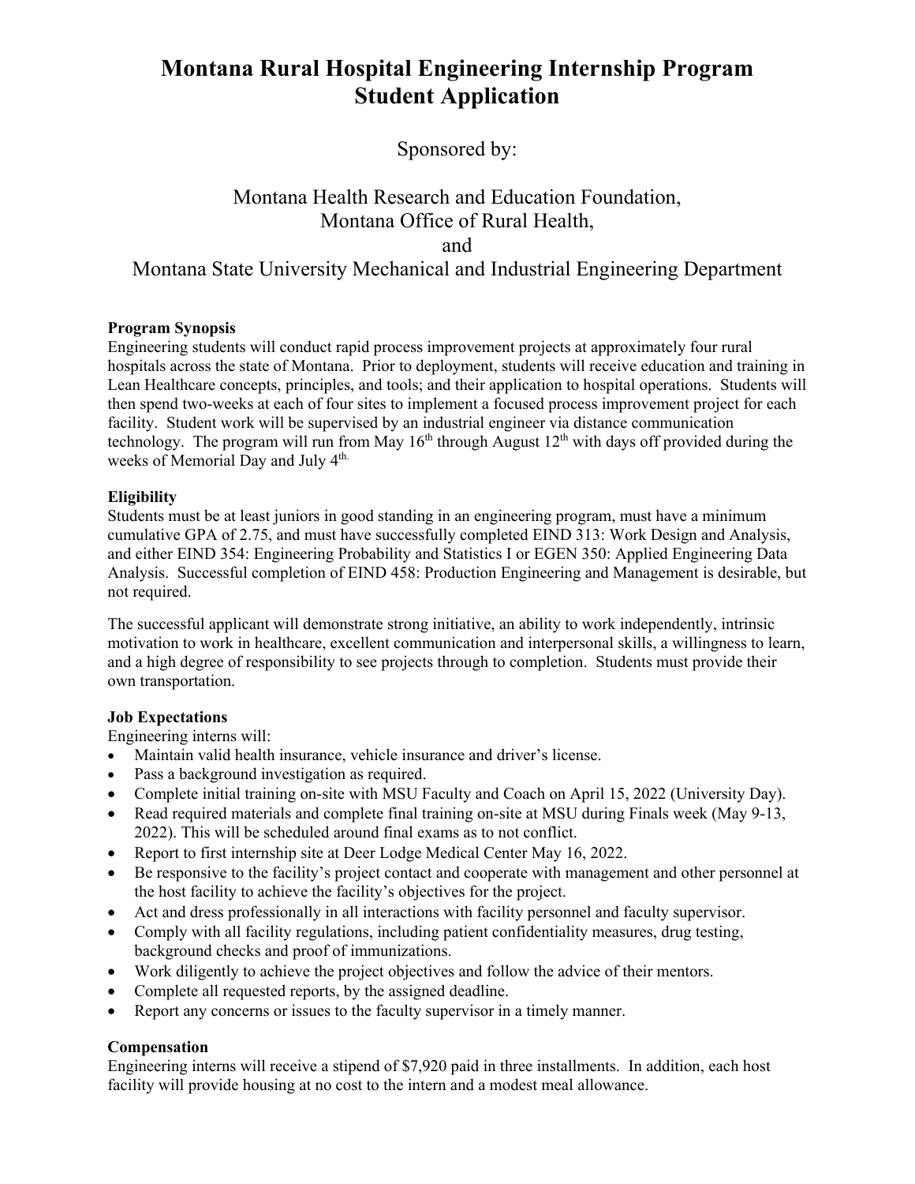# Montana Rural Hospital Engineering Internship Program
# Student Application

Sponsored by:

Montana Health Research and Education Foundation,
Montana Office of Rural Health,
and
Montana State University Mechanical and Industrial Engineering Department

**Program Synopsis**

Engineering students will conduct rapid process improvement projects at approximately four rural hospitals across the state of Montana. Prior to deployment, students will receive education and training in Lean Healthcare concepts, principles, and tools; and their application to hospital operations. Students will then spend two-weeks at each of four sites to implement a focused process improvement project for each facility. Student work will be supervised by an industrial engineer via distance communication technology. The program will run from May 16th through August 12th with days off provided during the weeks of Memorial Day and July 4th.

**Eligibility**

Students must be at least juniors in good standing in an engineering program, must have a minimum cumulative GPA of 2.75, and must have successfully completed EIND 313: Work Design and Analysis, and either EIND 354: Engineering Probability and Statistics I or EGEN 350: Applied Engineering Data Analysis. Successful completion of EIND 458: Production Engineering and Management is desirable, but not required.

The successful applicant will demonstrate strong initiative, an ability to work independently, intrinsic motivation to work in healthcare, excellent communication and interpersonal skills, a willingness to learn, and a high degree of responsibility to see projects through to completion. Students must provide their own transportation.

**Job Expectations**

Engineering interns will:

- Maintain valid health insurance, vehicle insurance and driver's license.
- Pass a background investigation as required.
- Complete initial training on-site with MSU Faculty and Coach on April 15, 2022 (University Day).
- Read required materials and complete final training on-site at MSU during Finals week (May 9-13, 2022). This will be scheduled around final exams as to not conflict.
- Report to first internship site at Deer Lodge Medical Center May 16, 2022.
- Be responsive to the facility's project contact and cooperate with management and other personnel at the host facility to achieve the facility's objectives for the project.
- Act and dress professionally in all interactions with facility personnel and faculty supervisor.
- Comply with all facility regulations, including patient confidentiality measures, drug testing, background checks and proof of immunizations.
- Work diligently to achieve the project objectives and follow the advice of their mentors.
- Complete all requested reports, by the assigned deadline.
- Report any concerns or issues to the faculty supervisor in a timely manner.

**Compensation**

Engineering interns will receive a stipend of $7,920 paid in three installments. In addition, each host facility will provide housing at no cost to the intern and a modest meal allowance.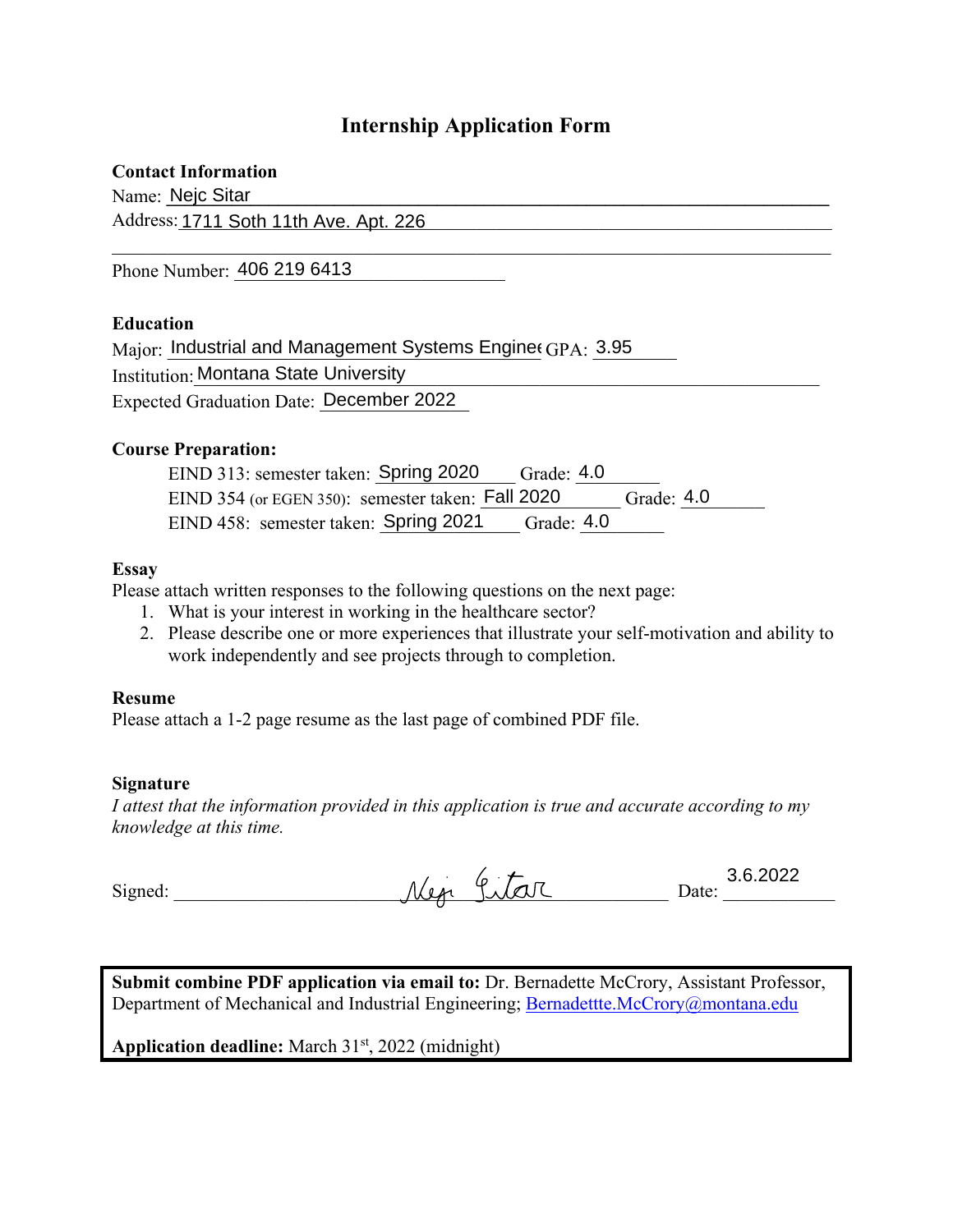# Internship Application Form

## Contact Information

Name: Nejc Sitar

Address: 1711 Soth 11th Ave. Apt. 226

Phone Number: 406 219 6413

## Education

Major: Industrial and Management Systems Enginee GPA: 3.95

Institution: Montana State University

Expected Graduation Date: December 2022

## Course Preparation:

EIND 313: semester taken: Spring 2020 Grade: 4.0

EIND 354 (or EGEN 350): semester taken: Fall 2020 Grade: 4.0

EIND 458: semester taken: Spring 2021 Grade: 4.0

## Essay

Please attach written responses to the following questions on the next page:

1. What is your interest in working in the healthcare sector?
2. Please describe one or more experiences that illustrate your self-motivation and ability to work independently and see projects through to completion.

## Resume

Please attach a 1-2 page resume as the last page of combined PDF file.

## Signature

*I attest that the information provided in this application is true and accurate according to my knowledge at this time.*

Signed: Nejc Sitar Date: 3.6.2022

**Submit combine PDF application via email to:** Dr. Bernadette McCrory, Assistant Professor, Department of Mechanical and Industrial Engineering; Bernadettte.McCrory@montana.edu

**Application deadline:** March 31st, 2022 (midnight)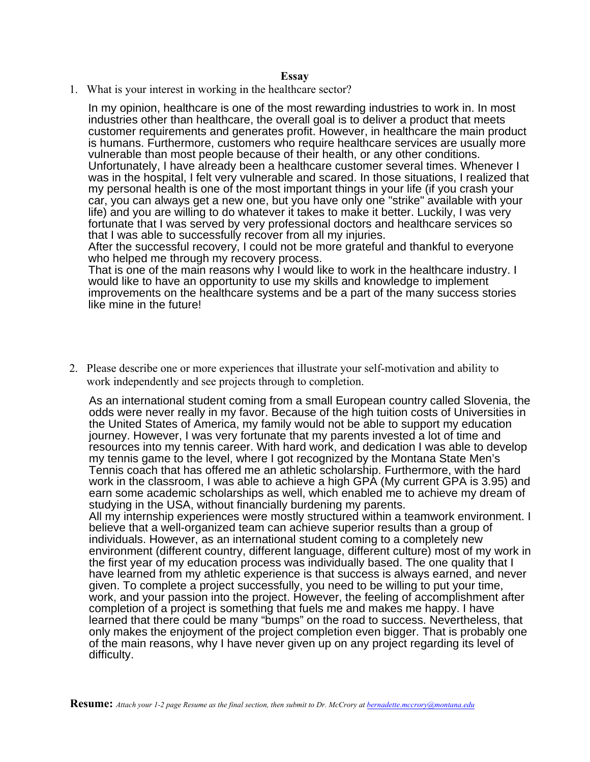# Essay

1. What is your interest in working in the healthcare sector?

In my opinion, healthcare is one of the most rewarding industries to work in. In most industries other than healthcare, the overall goal is to deliver a product that meets customer requirements and generates profit. However, in healthcare the main product is humans. Furthermore, customers who require healthcare services are usually more vulnerable than most people because of their health, or any other conditions. Unfortunately, I have already been a healthcare customer several times. Whenever I was in the hospital, I felt very vulnerable and scared. In those situations, I realized that my personal health is one of the most important things in your life (if you crash your car, you can always get a new one, but you have only one "strike" available with your life) and you are willing to do whatever it takes to make it better. Luckily, I was very fortunate that I was served by very professional doctors and healthcare services so that I was able to successfully recover from all my injuries.
After the successful recovery, I could not be more grateful and thankful to everyone who helped me through my recovery process.
That is one of the main reasons why I would like to work in the healthcare industry. I would like to have an opportunity to use my skills and knowledge to implement improvements on the healthcare systems and be a part of the many success stories like mine in the future!

2. Please describe one or more experiences that illustrate your self-motivation and ability to work independently and see projects through to completion.

As an international student coming from a small European country called Slovenia, the odds were never really in my favor. Because of the high tuition costs of Universities in the United States of America, my family would not be able to support my education journey. However, I was very fortunate that my parents invested a lot of time and resources into my tennis career. With hard work, and dedication I was able to develop my tennis game to the level, where I got recognized by the Montana State Men's Tennis coach that has offered me an athletic scholarship. Furthermore, with the hard work in the classroom, I was able to achieve a high GPA (My current GPA is 3.95) and earn some academic scholarships as well, which enabled me to achieve my dream of studying in the USA, without financially burdening my parents.
All my internship experiences were mostly structured within a teamwork environment. I believe that a well-organized team can achieve superior results than a group of individuals. However, as an international student coming to a completely new environment (different country, different language, different culture) most of my work in the first year of my education process was individually based. The one quality that I have learned from my athletic experience is that success is always earned, and never given. To complete a project successfully, you need to be willing to put your time, work, and your passion into the project. However, the feeling of accomplishment after completion of a project is something that fuels me and makes me happy. I have learned that there could be many "bumps" on the road to success. Nevertheless, that only makes the enjoyment of the project completion even bigger. That is probably one of the main reasons, why I have never given up on any project regarding its level of difficulty.

**Resume:** *Attach your 1-2 page Resume as the final section, then submit to Dr. McCrory at bernadette.mccrory@montana.edu*